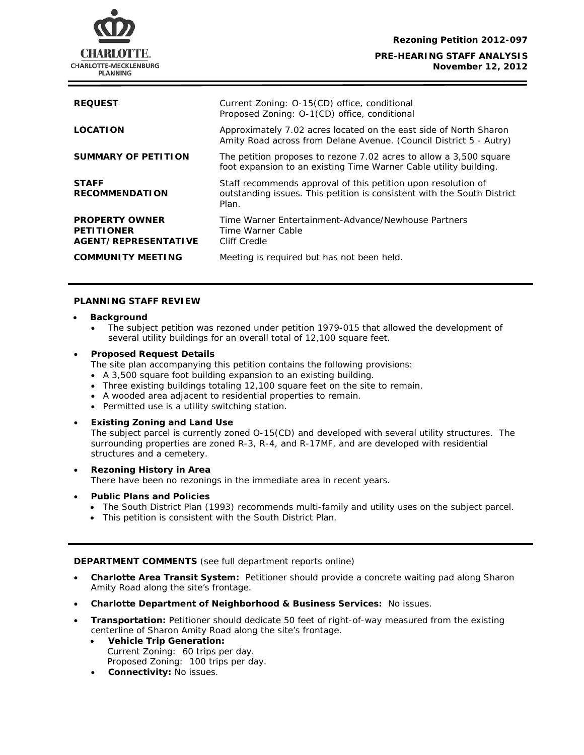**Rezoning Petition 2012-097**

**PRE-HEARING STAFF ANALYSIS**
**November 12, 2012**

| | |
|---|---|
| **REQUEST** | Current Zoning: O-15(CD) office, conditional<br>Proposed Zoning: O-1(CD) office, conditional |
| **LOCATION** | Approximately 7.02 acres located on the east side of North Sharon Amity Road across from Delane Avenue. (Council District 5 - Autry) |
| **SUMMARY OF PETITION** | The petition proposes to rezone 7.02 acres to allow a 3,500 square foot expansion to an existing Time Warner Cable utility building. |
| **STAFF RECOMMENDATION** | Staff recommends approval of this petition upon resolution of outstanding issues. This petition is consistent with the South District Plan. |
| **PROPERTY OWNER**<br>**PETITIONER**<br>**AGENT/REPRESENTATIVE** | Time Warner Entertainment-Advance/Newhouse Partners<br>Time Warner Cable<br>Cliff Credle |
| **COMMUNITY MEETING** | Meeting is required but has not been held. |

## PLANNING STAFF REVIEW

- **Background**
  - The subject petition was rezoned under petition 1979-015 that allowed the development of several utility buildings for an overall total of 12,100 square feet.

- **Proposed Request Details**
  The site plan accompanying this petition contains the following provisions:
  - A 3,500 square foot building expansion to an existing building.
  - Three existing buildings totaling 12,100 square feet on the site to remain.
  - A wooded area adjacent to residential properties to remain.
  - Permitted use is a utility switching station.

- **Existing Zoning and Land Use**
  The subject parcel is currently zoned O-15(CD) and developed with several utility structures. The surrounding properties are zoned R-3, R-4, and R-17MF, and are developed with residential structures and a cemetery.

- **Rezoning History in Area**
  There have been no rezonings in the immediate area in recent years.

- **Public Plans and Policies**
  - The South District Plan (1993) recommends multi-family and utility uses on the subject parcel.
  - This petition is consistent with the South District Plan.

**DEPARTMENT COMMENTS** (see full department reports online)

- **Charlotte Area Transit System:** Petitioner should provide a concrete waiting pad along Sharon Amity Road along the site's frontage.
- **Charlotte Department of Neighborhood & Business Services:** No issues.
- **Transportation:** Petitioner should dedicate 50 feet of right-of-way measured from the existing centerline of Sharon Amity Road along the site's frontage.
  - **Vehicle Trip Generation:**
    Current Zoning: 60 trips per day.
    Proposed Zoning: 100 trips per day.
  - **Connectivity:** No issues.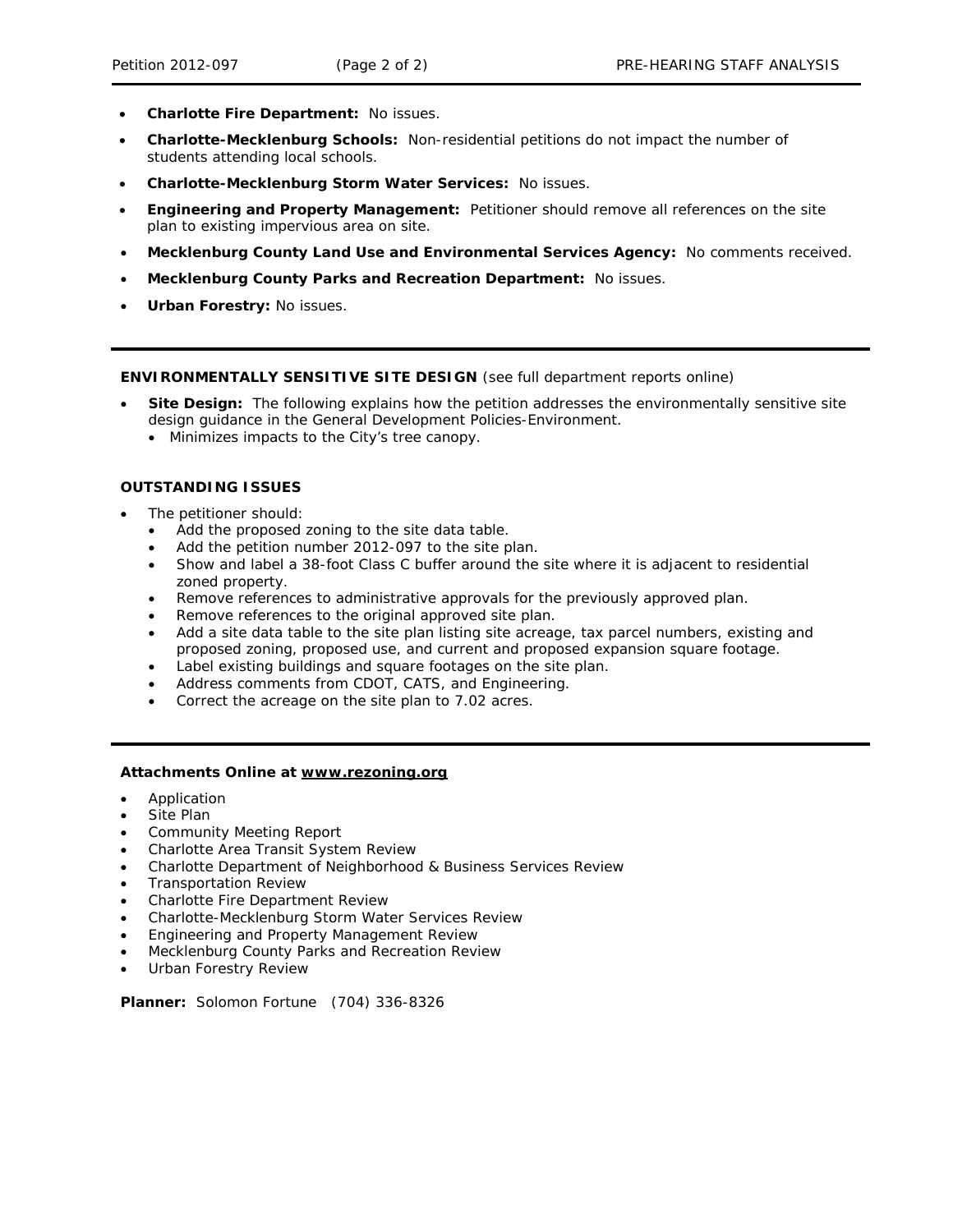- **Charlotte Fire Department:** No issues.
- **Charlotte-Mecklenburg Schools:** Non-residential petitions do not impact the number of students attending local schools.
- **Charlotte-Mecklenburg Storm Water Services:** No issues.
- **Engineering and Property Management:** Petitioner should remove all references on the site plan to existing impervious area on site.
- **Mecklenburg County Land Use and Environmental Services Agency:** No comments received.
- **Mecklenburg County Parks and Recreation Department:** No issues.
- **Urban Forestry:** No issues.

---

**ENVIRONMENTALLY SENSITIVE SITE DESIGN** (see full department reports online)

- **Site Design:** The following explains how the petition addresses the environmentally sensitive site design guidance in the General Development Policies-Environment.
  - Minimizes impacts to the City's tree canopy.

**OUTSTANDING ISSUES**

- The petitioner should:
  - Add the proposed zoning to the site data table.
  - Add the petition number 2012-097 to the site plan.
  - Show and label a 38-foot Class C buffer around the site where it is adjacent to residential zoned property.
  - Remove references to administrative approvals for the previously approved plan.
  - Remove references to the original approved site plan.
  - Add a site data table to the site plan listing site acreage, tax parcel numbers, existing and proposed zoning, proposed use, and current and proposed expansion square footage.
  - Label existing buildings and square footages on the site plan.
  - Address comments from CDOT, CATS, and Engineering.
  - Correct the acreage on the site plan to 7.02 acres.

---

**Attachments Online at www.rezoning.org**

- Application
- Site Plan
- Community Meeting Report
- Charlotte Area Transit System Review
- Charlotte Department of Neighborhood & Business Services Review
- Transportation Review
- Charlotte Fire Department Review
- Charlotte-Mecklenburg Storm Water Services Review
- Engineering and Property Management Review
- Mecklenburg County Parks and Recreation Review
- Urban Forestry Review

**Planner:** Solomon Fortune (704) 336-8326